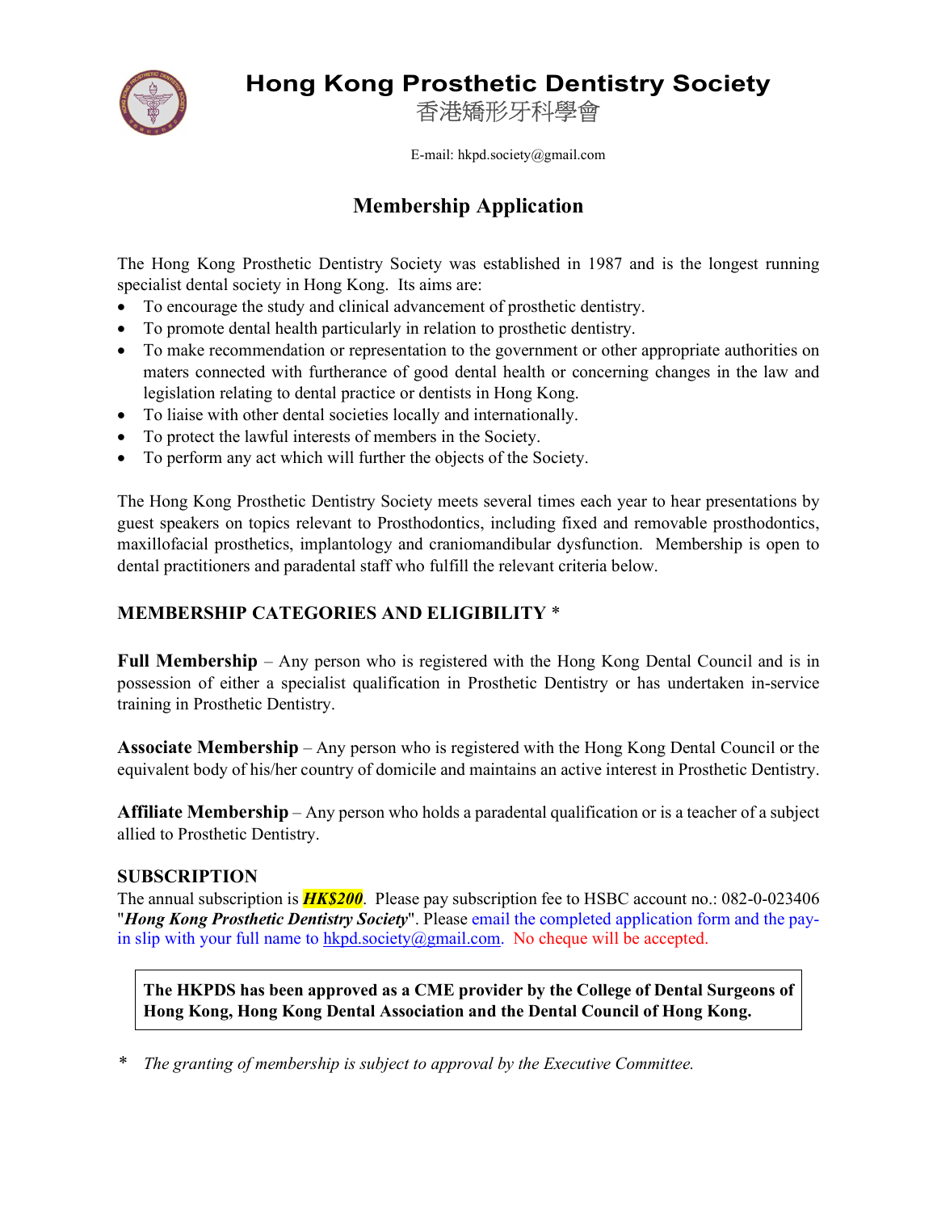# Hong Kong Prosthetic Dentistry Society

# 香港矯形牙科學會

E-mail: hkpd.society@gmail.com

## Membership Application

The Hong Kong Prosthetic Dentistry Society was established in 1987 and is the longest running specialist dental society in Hong Kong. Its aims are:

- To encourage the study and clinical advancement of prosthetic dentistry.
- To promote dental health particularly in relation to prosthetic dentistry.
- To make recommendation or representation to the government or other appropriate authorities on maters connected with furtherance of good dental health or concerning changes in the law and legislation relating to dental practice or dentists in Hong Kong.
- To liaise with other dental societies locally and internationally.
- To protect the lawful interests of members in the Society.
- To perform any act which will further the objects of the Society.

The Hong Kong Prosthetic Dentistry Society meets several times each year to hear presentations by guest speakers on topics relevant to Prosthodontics, including fixed and removable prosthodontics, maxillofacial prosthetics, implantology and craniomandibular dysfunction. Membership is open to dental practitioners and paradental staff who fulfill the relevant criteria below.

### MEMBERSHIP CATEGORIES AND ELIGIBILITY *

**Full Membership** – Any person who is registered with the Hong Kong Dental Council and is in possession of either a specialist qualification in Prosthetic Dentistry or has undertaken in-service training in Prosthetic Dentistry.

**Associate Membership** – Any person who is registered with the Hong Kong Dental Council or the equivalent body of his/her country of domicile and maintains an active interest in Prosthetic Dentistry.

**Affiliate Membership** – Any person who holds a paradental qualification or is a teacher of a subject allied to Prosthetic Dentistry.

### SUBSCRIPTION

The annual subscription is ***HK$200***. Please pay subscription fee to HSBC account no.: 082-0-023406 "***Hong Kong Prosthetic Dentistry Society***". Please email the completed application form and the pay-in slip with your full name to hkpd.society@gmail.com. No cheque will be accepted.

**The HKPDS has been approved as a CME provider by the College of Dental Surgeons of Hong Kong, Hong Kong Dental Association and the Dental Council of Hong Kong.**

\* *The granting of membership is subject to approval by the Executive Committee.*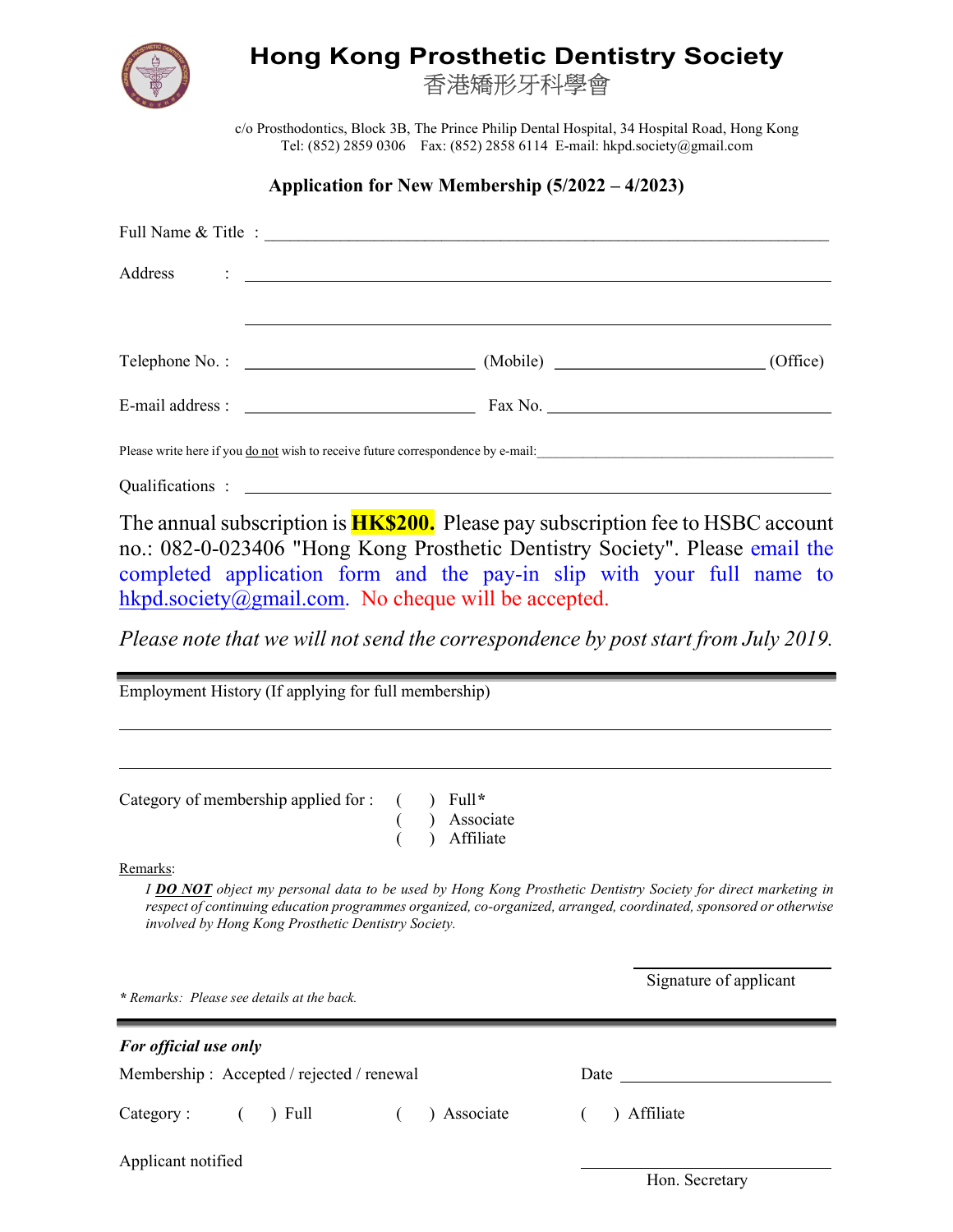# Hong Kong Prosthetic Dentistry Society

香港矯形牙科學會

c/o Prosthodontics, Block 3B, The Prince Philip Dental Hospital, 34 Hospital Road, Hong Kong
Tel: (852) 2859 0306 Fax: (852) 2858 6114 E-mail: hkpd.society@gmail.com

## Application for New Membership (5/2022 – 4/2023)

Full Name & Title : ______________________________________________

Address : ______________________________________________

______________________________________________

Telephone No. : ____________________ (Mobile) ____________________ (Office)

E-mail address : ____________________ Fax No. ____________________

Please write here if you do not wish to receive future correspondence by e-mail: ______________________

Qualifications : ______________________________________________

The annual subscription is **HK$200.** Please pay subscription fee to HSBC account no.: 082-0-023406 "Hong Kong Prosthetic Dentistry Society". Please email the completed application form and the pay-in slip with your full name to hkpd.society@gmail.com. No cheque will be accepted.

*Please note that we will not send the correspondence by post start from July 2019.*

---

Employment History (If applying for full membership)

______________________________________________

______________________________________________

Category of membership applied for : ( ) Full*
( ) Associate
( ) Affiliate

Remarks:

*I **DO NOT** object my personal data to be used by Hong Kong Prosthetic Dentistry Society for direct marketing in respect of continuing education programmes organized, co-organized, arranged, coordinated, sponsored or otherwise involved by Hong Kong Prosthetic Dentistry Society.*

____________________
Signature of applicant

*\* Remarks: Please see details at the back.*

---

***For official use only***

Membership : Accepted / rejected / renewal        Date ____________________

Category : ( ) Full        ( ) Associate        ( ) Affiliate

Applicant notified

____________________
Hon. Secretary